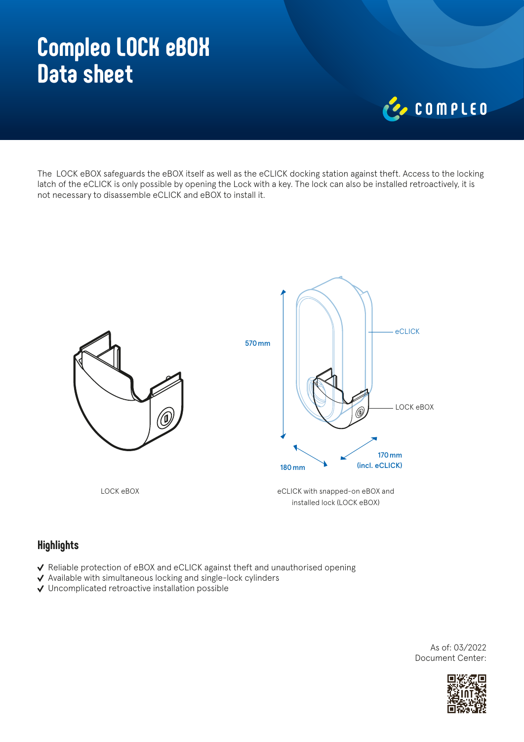# Compleo LOCK eBOX Data sheet

The  LOCK eBOX safeguards the eBOX itself as well as the eCLICK docking station against theft. Access to the locking latch of the eCLICK is only possible by opening the Lock with a key. The lock can also be installed retroactively, it is not necessary to disassemble eCLICK and eBOX to install it.

570 mm

eCLICK

LOCK eBOX

180 mm

170 mm (incl. eCLICK)

LOCK eBOX

eCLICK with snapped-on eBOX and installed lock (LOCK eBOX)

## Highlights

- Reliable protection of eBOX and eCLICK against theft and unauthorised opening
- Available with simultaneous locking and single-lock cylinders
- Uncomplicated retroactive installation possible

As of: 03/2022
Document Center: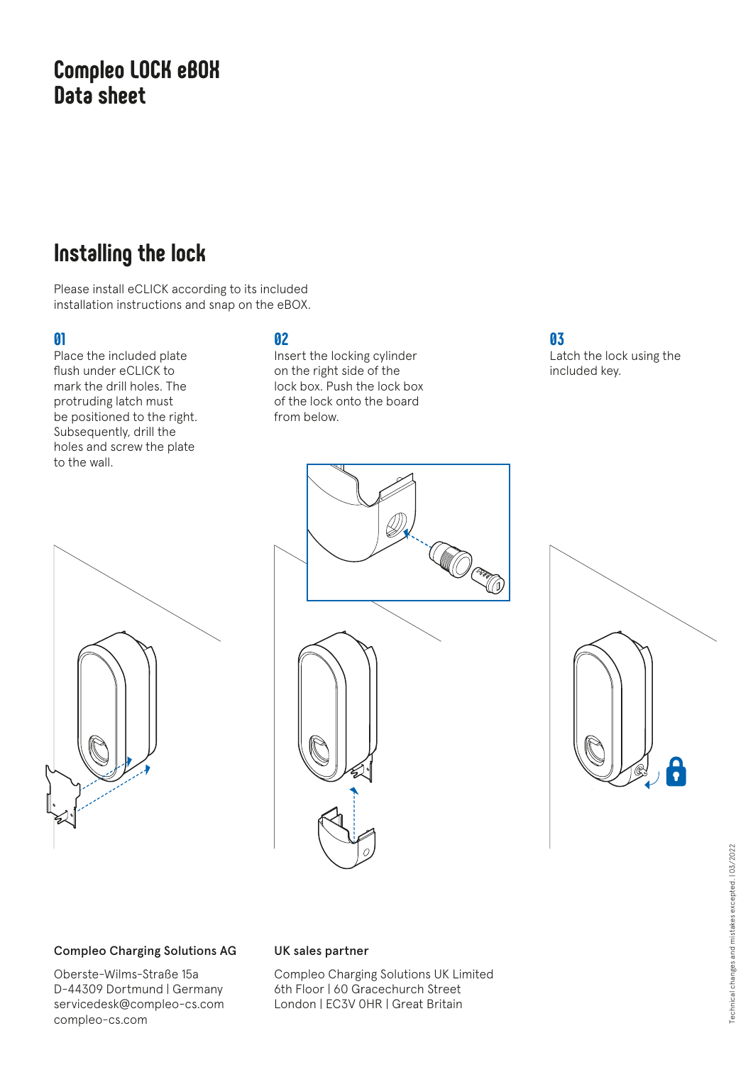# Compleo LOCK eBOX
# Data sheet

## Installing the lock

Please install eCLICK according to its included installation instructions and snap on the eBOX.

### 01

Place the included plate flush under eCLICK to mark the drill holes. The protruding latch must be positioned to the right. Subsequently, drill the holes and screw the plate to the wall.

### 02

Insert the locking cylinder on the right side of the lock box. Push the lock box of the lock onto the board from below.

### 03

Latch the lock using the included key.

**Compleo Charging Solutions AG**

Oberste-Wilms-Straße 15a
D-44309 Dortmund | Germany
servicedesk@compleo-cs.com
compleo-cs.com

**UK sales partner**

Compleo Charging Solutions UK Limited
6th Floor | 60 Gracechurch Street
London | EC3V 0HR | Great Britain

Technical changes and mistakes excepted. | 03/2022